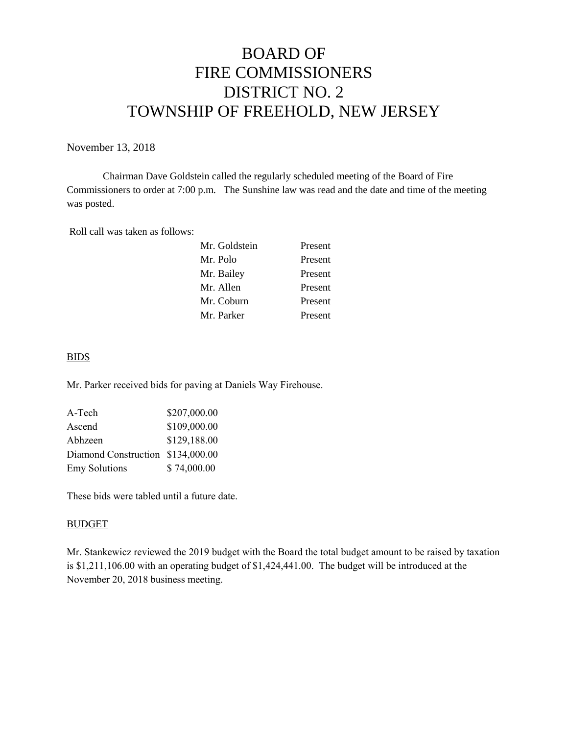# BOARD OF FIRE COMMISSIONERS DISTRICT NO. 2 TOWNSHIP OF FREEHOLD, NEW JERSEY

November 13, 2018

Chairman Dave Goldstein called the regularly scheduled meeting of the Board of Fire Commissioners to order at 7:00 p.m. The Sunshine law was read and the date and time of the meeting was posted.

Roll call was taken as follows:

| | |
|---|---|
| Mr. Goldstein | Present |
| Mr. Polo | Present |
| Mr. Bailey | Present |
| Mr. Allen | Present |
| Mr. Coburn | Present |
| Mr. Parker | Present |

## BIDS

Mr. Parker received bids for paving at Daniels Way Firehouse.

| | |
|---|---|
| A-Tech | $207,000.00 |
| Ascend | $109,000.00 |
| Abhzeen | $129,188.00 |
| Diamond Construction | $134,000.00 |
| Emy Solutions | $ 74,000.00 |

These bids were tabled until a future date.

## BUDGET

Mr. Stankewicz reviewed the 2019 budget with the Board the total budget amount to be raised by taxation is $1,211,106.00 with an operating budget of $1,424,441.00. The budget will be introduced at the November 20, 2018 business meeting.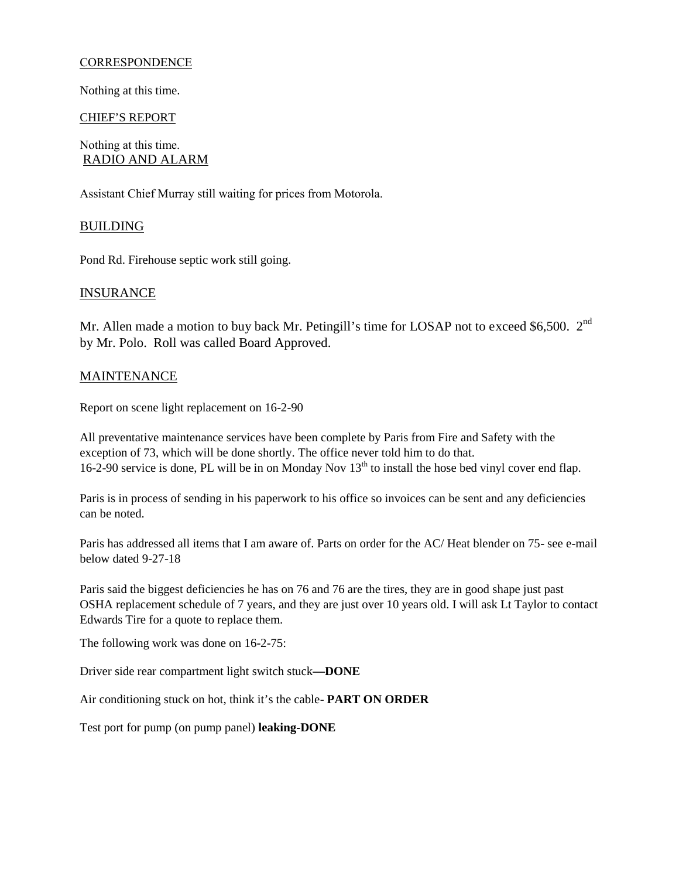## CORRESPONDENCE

Nothing at this time.

## CHIEF'S REPORT

Nothing at this time.

## RADIO AND ALARM

Assistant Chief Murray still waiting for prices from Motorola.

## BUILDING

Pond Rd. Firehouse septic work still going.

## INSURANCE

Mr. Allen made a motion to buy back Mr. Petingill's time for LOSAP not to exceed \$6,500. 2nd by Mr. Polo. Roll was called Board Approved.

## MAINTENANCE

Report on scene light replacement on 16-2-90

All preventative maintenance services have been complete by Paris from Fire and Safety with the exception of 73, which will be done shortly. The office never told him to do that.
16-2-90 service is done, PL will be in on Monday Nov 13th to install the hose bed vinyl cover end flap.

Paris is in process of sending in his paperwork to his office so invoices can be sent and any deficiencies can be noted.

Paris has addressed all items that I am aware of. Parts on order for the AC/ Heat blender on 75- see e-mail below dated 9-27-18

Paris said the biggest deficiencies he has on 76 and 76 are the tires, they are in good shape just past OSHA replacement schedule of 7 years, and they are just over 10 years old. I will ask Lt Taylor to contact Edwards Tire for a quote to replace them.

The following work was done on 16-2-75:

Driver side rear compartment light switch stuck**—DONE**

Air conditioning stuck on hot, think it's the cable- **PART ON ORDER**

Test port for pump (on pump panel) **leaking-DONE**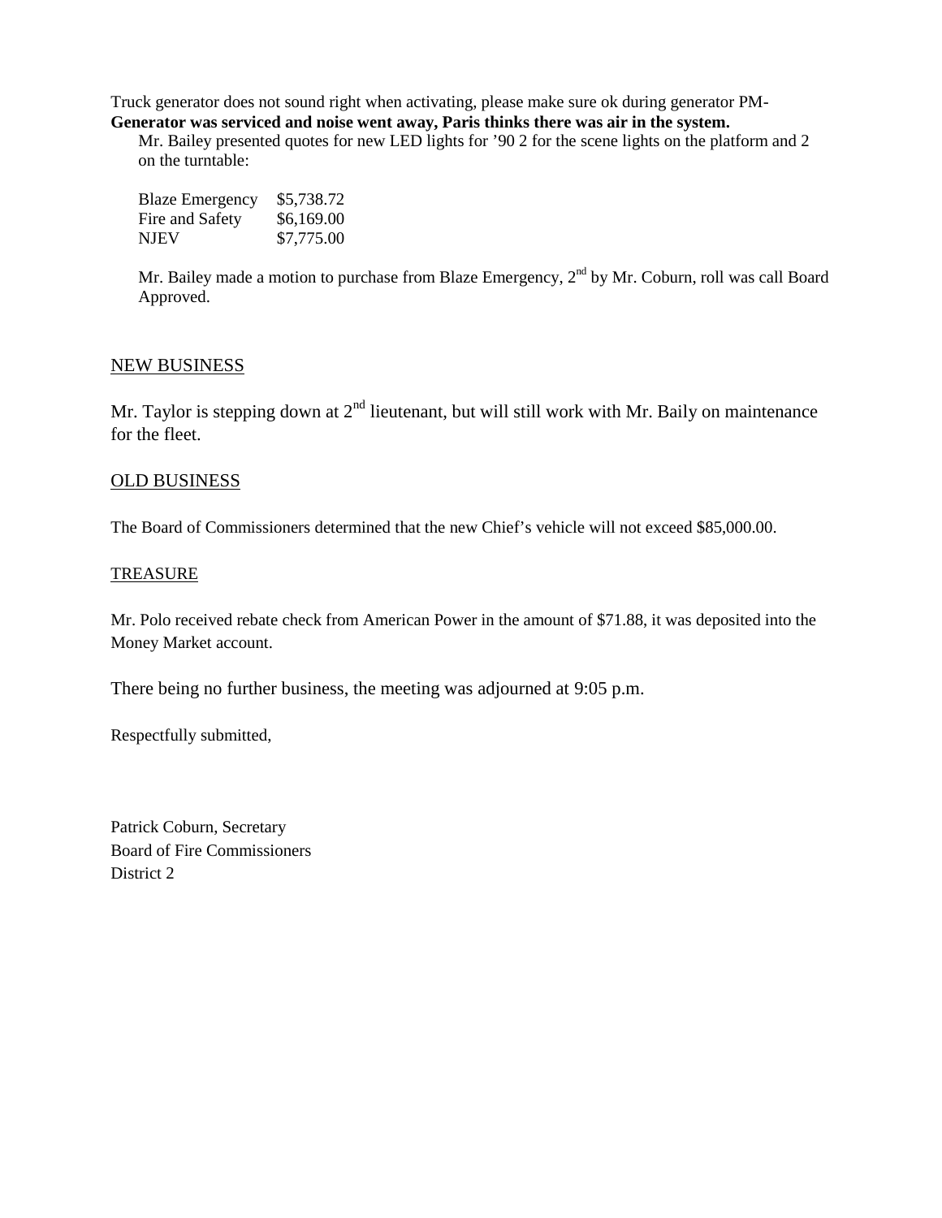Truck generator does not sound right when activating, please make sure ok during generator PM- **Generator was serviced and noise went away, Paris thinks there was air in the system.**

Mr. Bailey presented quotes for new LED lights for '90 2 for the scene lights on the platform and 2 on the turntable:

| | |
|---|---|
| Blaze Emergency | $5,738.72 |
| Fire and Safety | $6,169.00 |
| NJEV | $7,775.00 |

Mr. Bailey made a motion to purchase from Blaze Emergency, 2nd by Mr. Coburn, roll was call Board Approved.

NEW BUSINESS

Mr. Taylor is stepping down at 2nd lieutenant, but will still work with Mr. Baily on maintenance for the fleet.

OLD BUSINESS

The Board of Commissioners determined that the new Chief's vehicle will not exceed $85,000.00.

TREASURE

Mr. Polo received rebate check from American Power in the amount of $71.88, it was deposited into the Money Market account.

There being no further business, the meeting was adjourned at 9:05 p.m.

Respectfully submitted,

Patrick Coburn, Secretary
Board of Fire Commissioners
District 2